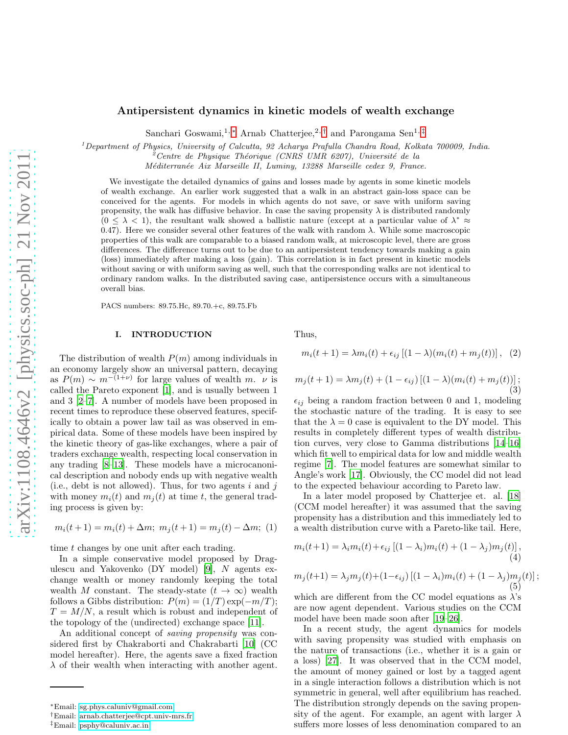# Antipersistent dynamics in kinetic models of wealth exchange

Sanchari Goswami,[1,*] Arnab Chatterjee,[2,†] and Parongama Sen[1,‡]

[1] Department of Physics, University of Calcutta, 92 Acharya Prafulla Chandra Road, Kolkata 700009, India.
[2] Centre de Physique Théorique (CNRS UMR 6207), Université de la Méditerranée Aix Marseille II, Luminy, 13288 Marseille cedex 9, France.

We investigate the detailed dynamics of gains and losses made by agents in some kinetic models of wealth exchange. An earlier work suggested that a walk in an abstract gain-loss space can be conceived for the agents. For models in which agents do not save, or save with uniform saving propensity, the walk has diffusive behavior. In case the saving propensity $\lambda$ is distributed randomly ($0 \leq \lambda < 1$), the resultant walk showed a ballistic nature (except at a particular value of $\lambda^* \approx 0.47$). Here we consider several other features of the walk with random $\lambda$. While some macroscopic properties of this walk are comparable to a biased random walk, at microscopic level, there are gross differences. The difference turns out to be due to an antipersistent tendency towards making a gain (loss) immediately after making a loss (gain). This correlation is in fact present in kinetic models without saving or with uniform saving as well, such that the corresponding walks are not identical to ordinary random walks. In the distributed saving case, antipersistence occurs with a simultaneous overall bias.

PACS numbers: 89.75.Hc, 89.70.+c, 89.75.Fb

## I. INTRODUCTION

The distribution of wealth $P(m)$ among individuals in an economy largely show an universal pattern, decaying as $P(m) \sim m^{-(1+\nu)}$ for large values of wealth $m$. $\nu$ is called the Pareto exponent [1], and is usually between 1 and 3 [2–7]. A number of models have been proposed in recent times to reproduce these observed features, specifically to obtain a power law tail as was observed in empirical data. Some of these models have been inspired by the kinetic theory of gas-like exchanges, where a pair of traders exchange wealth, respecting local conservation in any trading [8–13]. These models have a microcanonical description and nobody ends up with negative wealth (i.e., debt is not allowed). Thus, for two agents $i$ and $j$ with money $m_i(t)$ and $m_j(t)$ at time $t$, the general trading process is given by:

$$m_i(t+1) = m_i(t) + \Delta m; \; m_j(t+1) = m_j(t) - \Delta m; \quad (1)$$

time $t$ changes by one unit after each trading.

In a simple conservative model proposed by Dragulescu and Yakovenko (DY model) [9], $N$ agents exchange wealth or money randomly keeping the total wealth $M$ constant. The steady-state ($t \rightarrow \infty$) wealth follows a Gibbs distribution: $P(m) = (1/T)\exp(-m/T)$; $T = M/N$, a result which is robust and independent of the topology of the (undirected) exchange space [11].

An additional concept of *saving propensity* was considered first by Chakraborti and Chakrabarti [10] (CC model hereafter). Here, the agents save a fixed fraction $\lambda$ of their wealth when interacting with another agent. Thus,

$$m_i(t+1) = \lambda m_i(t) + \epsilon_{ij}\left[(1-\lambda)(m_i(t)+m_j(t))\right], \quad (2)$$

$$m_j(t+1) = \lambda m_j(t) + (1-\epsilon_{ij})\left[(1-\lambda)(m_i(t)+m_j(t))\right]; \quad (3)$$

$\epsilon_{ij}$ being a random fraction between 0 and 1, modeling the stochastic nature of the trading. It is easy to see that the $\lambda = 0$ case is equivalent to the DY model. This results in completely different types of wealth distribution curves, very close to Gamma distributions [14–16] which fit well to empirical data for low and middle wealth regime [7]. The model features are somewhat similar to Angle's work [17]. Obviously, the CC model did not lead to the expected behaviour according to Pareto law.

In a later model proposed by Chatterjee et. al. [18] (CCM model hereafter) it was assumed that the saving propensity has a distribution and this immediately led to a wealth distribution curve with a Pareto-like tail. Here,

$$m_i(t+1) = \lambda_i m_i(t) + \epsilon_{ij}\left[(1-\lambda_i)m_i(t) + (1-\lambda_j)m_j(t)\right], \quad (4)$$

$$m_j(t+1) = \lambda_j m_j(t) + (1-\epsilon_{ij})\left[(1-\lambda_i)m_i(t) + (1-\lambda_j)m_j(t)\right]; \quad (5)$$

which are different from the CC model equations as $\lambda$'s are now agent dependent. Various studies on the CCM model have been made soon after [19–26].

In a recent study, the agent dynamics for models with saving propensity was studied with emphasis on the nature of transactions (i.e., whether it is a gain or a loss) [27]. It was observed that in the CCM model, the amount of money gained or lost by a tagged agent in a single interaction follows a distribution which is not symmetric in general, well after equilibrium has reached. The distribution strongly depends on the saving propensity of the agent. For example, an agent with larger $\lambda$ suffers more losses of less denomination compared to an

*Email: sg.phys.caluniv@gmail.com
†Email: arnab.chatterjee@cpt.univ-mrs.fr
‡Email: psphy@caluniv.ac.in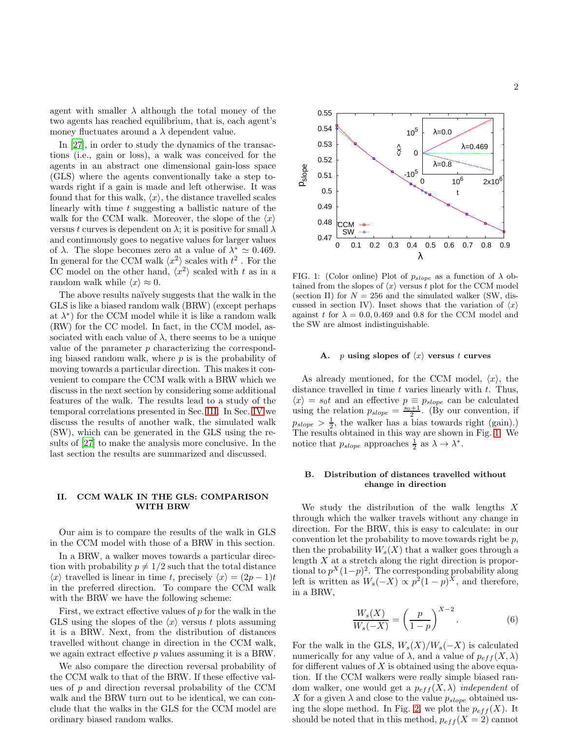agent with smaller $\lambda$ although the total money of the two agents has reached equilibrium, that is, each agent's money fluctuates around a $\lambda$ dependent value.

In [27], in order to study the dynamics of the transactions (i.e., gain or loss), a walk was conceived for the agents in an abstract one dimensional gain-loss space (GLS) where the agents conventionally take a step towards right if a gain is made and left otherwise. It was found that for this walk, $\langle x \rangle$, the distance travelled scales linearly with time $t$ suggesting a ballistic nature of the walk for the CCM walk. Moreover, the slope of the $\langle x \rangle$ versus $t$ curves is dependent on $\lambda$; it is positive for small $\lambda$ and continuously goes to negative values for larger values of $\lambda$. The slope becomes zero at a value of $\lambda^* \simeq 0.469$. In general for the CCM walk $\langle x^2 \rangle$ scales with $t^2$ . For the CC model on the other hand, $\langle x^2 \rangle$ scaled with $t$ as in a random walk while $\langle x \rangle \approx 0$.

The above results naïvely suggests that the walk in the GLS is like a biased random walk (BRW) (except perhaps at $\lambda^*$) for the CCM model while it is like a random walk (RW) for the CC model. In fact, in the CCM model, associated with each value of $\lambda$, there seems to be a unique value of the parameter $p$ characterizing the corresponding biased random walk, where $p$ is is the probability of moving towards a particular direction. This makes it convenient to compare the CCM walk with a BRW which we discuss in the next section by considering some additional features of the walk. The results lead to a study of the temporal correlations presented in Sec. III. In Sec. IV we discuss the results of another walk, the simulated walk (SW), which can be generated in the GLS using the results of [27] to make the analysis more conclusive. In the last section the results are summarized and discussed.

## II. CCM WALK IN THE GLS: COMPARISON WITH BRW

Our aim is to compare the results of the walk in GLS in the CCM model with those of a BRW in this section.

In a BRW, a walker moves towards a particular direction with probability $p \neq 1/2$ such that the total distance $\langle x \rangle$ travelled is linear in time $t$, precisely $\langle x \rangle = (2p-1)t$ in the preferred direction. To compare the CCM walk with the BRW we have the following scheme:

First, we extract effective values of $p$ for the walk in the GLS using the slopes of the $\langle x \rangle$ versus $t$ plots assuming it is a BRW. Next, from the distribution of distances travelled without change in direction in the CCM walk, we again extract effective $p$ values assuming it is a BRW.

We also compare the direction reversal probability of the CCM walk to that of the BRW. If these effective values of $p$ and direction reversal probability of the CCM walk and the BRW turn out to be identical, we can conclude that the walks in the GLS for the CCM model are ordinary biased random walks.

FIG. 1: (Color online) Plot of $p_{slope}$ as a function of $\lambda$ obtained from the slopes of $\langle x \rangle$ versus $t$ plot for the CCM model (section II) for $N = 256$ and the simulated walker (SW, discussed in section IV). Inset shows that the variation of $\langle x \rangle$ against $t$ for $\lambda = 0.0, 0.469$ and $0.8$ for the CCM model and the SW are almost indistinguishable.

### A. $p$ using slopes of $\langle x \rangle$ versus $t$ curves

As already mentioned, for the CCM model, $\langle x \rangle$, the distance travelled in time $t$ varies linearly with $t$. Thus, $\langle x \rangle = s_0 t$ and an effective $p \equiv p_{slope}$ can be calculated using the relation $p_{slope} = \frac{s_0+1}{2}$. (By our convention, if $p_{slope} > \frac{1}{2}$, the walker has a bias towards right (gain).) The results obtained in this way are shown in Fig. 1. We notice that $p_{slope}$ approaches $\frac{1}{2}$ as $\lambda \to \lambda^*$.

### B. Distribution of distances travelled without change in direction

We study the distribution of the walk lengths $X$ through which the walker travels without any change in direction. For the BRW, this is easy to calculate: in our convention let the probability to move towards right be $p$, then the probability $W_s(X)$ that a walker goes through a length $X$ at a stretch along the right direction is proportional to $p^X(1-p)^2$. The corresponding probability along left is written as $W_s(-X) \propto p^2(1-p)^X$, and therefore, in a BRW,

$$\frac{W_s(X)}{W_s(-X)} = \left(\frac{p}{1-p}\right)^{X-2}. \tag{6}$$

For the walk in the GLS, $W_s(X)/W_s(-X)$ is calculated numerically for any value of $\lambda$, and a value of $p_{eff}(X, \lambda)$ for different values of $X$ is obtained using the above equation. If the CCM walkers were really simple biased random walker, one would get a $p_{eff}(X, \lambda)$ *independent* of $X$ for a given $\lambda$ and close to the value $p_{slope}$ obtained using the slope method. In Fig. 2, we plot the $p_{eff}(X)$. It should be noted that in this method, $p_{eff}(X = 2)$ cannot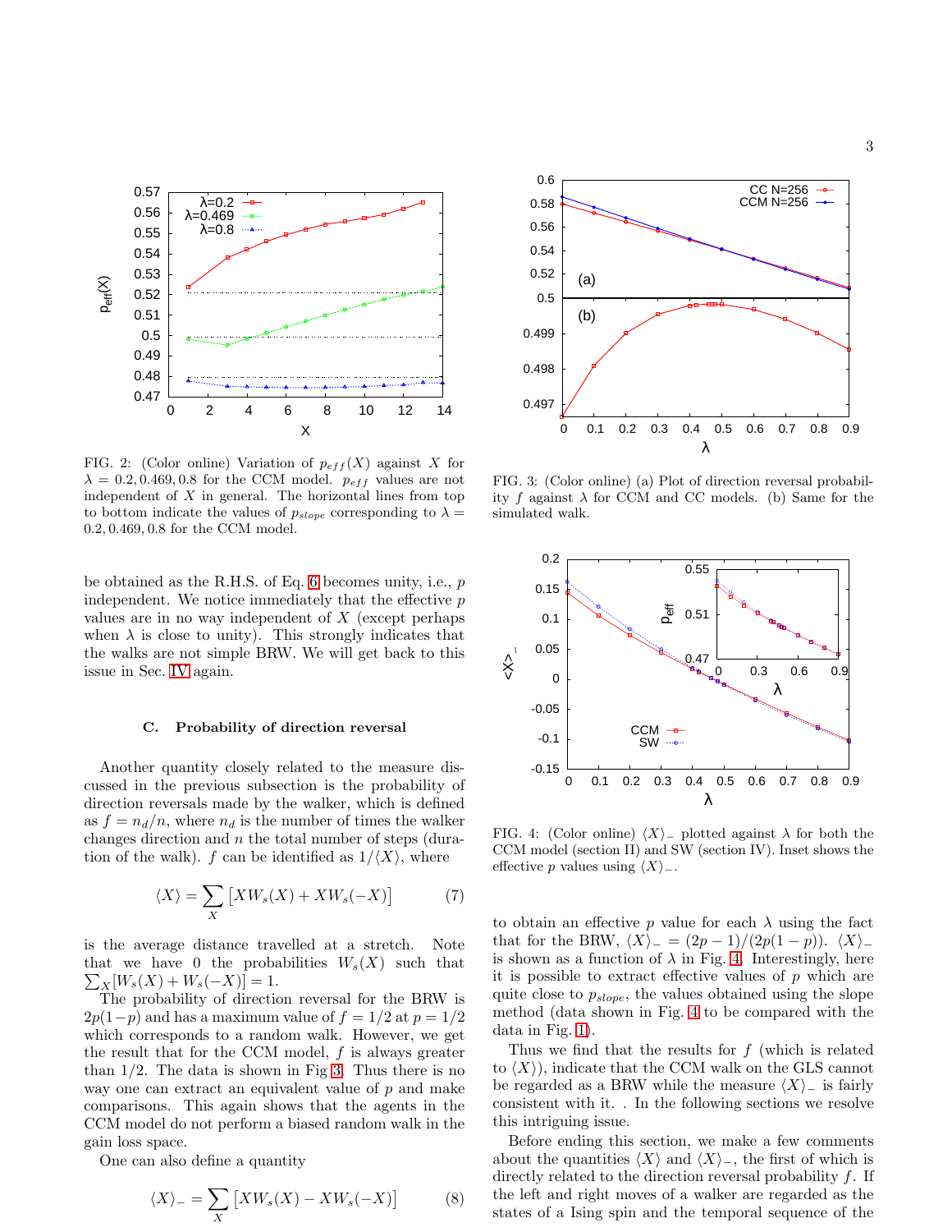FIG. 2: (Color online) Variation of $p_{eff}(X)$ against $X$ for $\lambda = 0.2, 0.469, 0.8$ for the CCM model. $p_{eff}$ values are not independent of $X$ in general. The horizontal lines from top to bottom indicate the values of $p_{slope}$ corresponding to $\lambda = 0.2, 0.469, 0.8$ for the CCM model.

be obtained as the R.H.S. of Eq. 6 becomes unity, i.e., $p$ independent. We notice immediately that the effective $p$ values are in no way independent of $X$ (except perhaps when $\lambda$ is close to unity). This strongly indicates that the walks are not simple BRW. We will get back to this issue in Sec. IV again.

### C. Probability of direction reversal

Another quantity closely related to the measure discussed in the previous subsection is the probability of direction reversals made by the walker, which is defined as $f = n_d/n$, where $n_d$ is the number of times the walker changes direction and $n$ the total number of steps (duration of the walk). $f$ can be identified as $1/\langle X \rangle$, where

$$\langle X \rangle = \sum_X \left[ X W_s(X) + X W_s(-X) \right] \tag{7}$$

is the average distance travelled at a stretch. Note that we have 0 the probabilities $W_s(X)$ such that $\sum_X [W_s(X) + W_s(-X)] = 1$.

The probability of direction reversal for the BRW is $2p(1-p)$ and has a maximum value of $f = 1/2$ at $p = 1/2$ which corresponds to a random walk. However, we get the result that for the CCM model, $f$ is always greater than $1/2$. The data is shown in Fig 3. Thus there is no way one can extract an equivalent value of $p$ and make comparisons. This again shows that the agents in the CCM model do not perform a biased random walk in the gain loss space.

One can also define a quantity

$$\langle X \rangle_- = \sum_X \left[ X W_s(X) - X W_s(-X) \right] \tag{8}$$

FIG. 3: (Color online) (a) Plot of direction reversal probability $f$ against $\lambda$ for CCM and CC models. (b) Same for the simulated walk.

FIG. 4: (Color online) $\langle X \rangle_-$ plotted against $\lambda$ for both the CCM model (section II) and SW (section IV). Inset shows the effective $p$ values using $\langle X \rangle_-$.

to obtain an effective $p$ value for each $\lambda$ using the fact that for the BRW, $\langle X \rangle_- = (2p-1)/(2p(1-p))$. $\langle X \rangle_-$ is shown as a function of $\lambda$ in Fig. 4. Interestingly, here it is possible to extract effective values of $p$ which are quite close to $p_{slope}$, the values obtained using the slope method (data shown in Fig. 4 to be compared with the data in Fig. 1).

Thus we find that the results for $f$ (which is related to $\langle X \rangle$), indicate that the CCM walk on the GLS cannot be regarded as a BRW while the measure $\langle X \rangle_-$ is fairly consistent with it. . In the following sections we resolve this intriguing issue.

Before ending this section, we make a few comments about the quantities $\langle X \rangle$ and $\langle X \rangle_-$, the first of which is directly related to the direction reversal probability $f$. If the left and right moves of a walker are regarded as the states of a Ising spin and the temporal sequence of the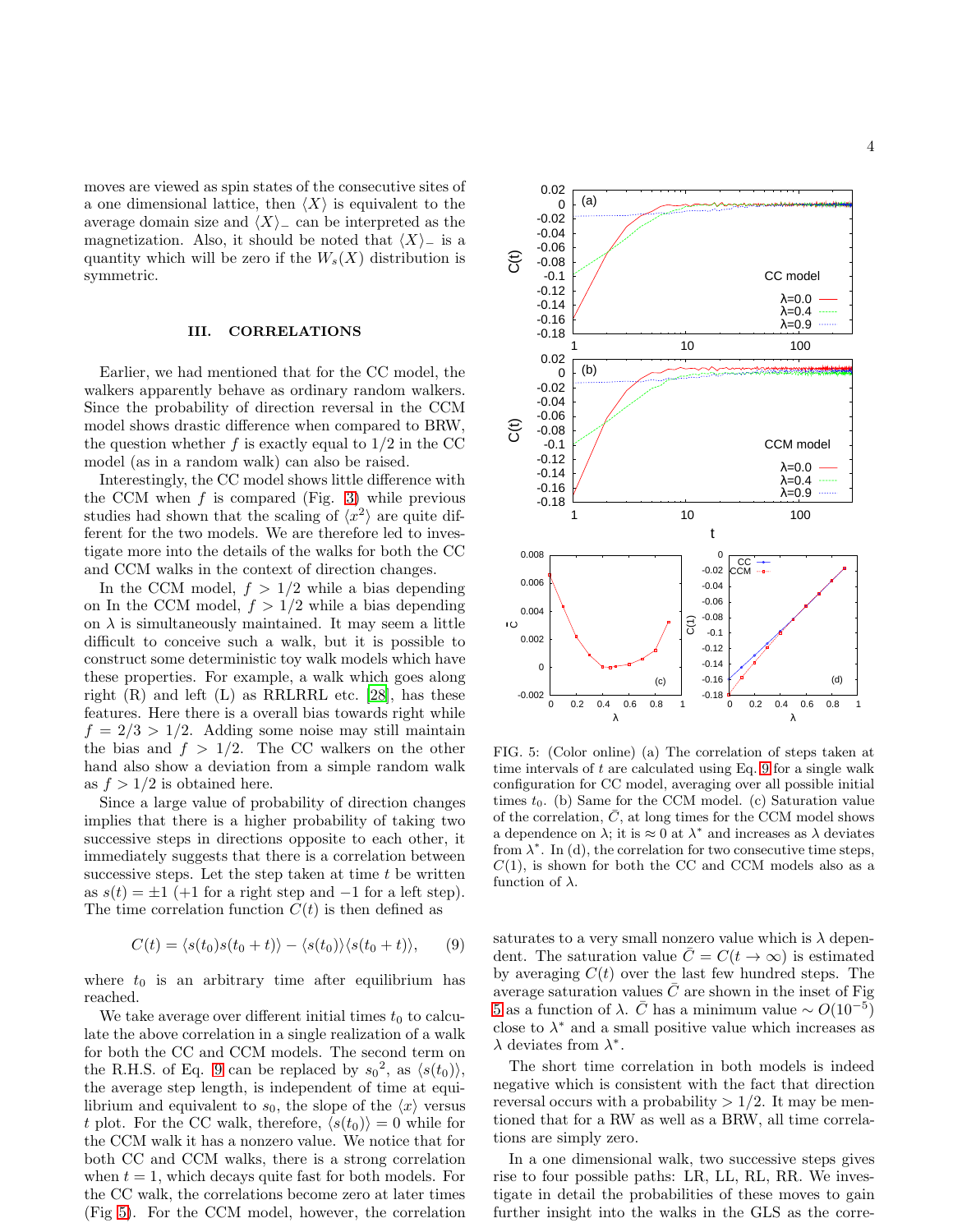moves are viewed as spin states of the consecutive sites of a one dimensional lattice, then $\langle X \rangle$ is equivalent to the average domain size and $\langle X \rangle_-$ can be interpreted as the magnetization. Also, it should be noted that $\langle X \rangle_-$ is a quantity which will be zero if the $W_s(X)$ distribution is symmetric.

## III. CORRELATIONS

Earlier, we had mentioned that for the CC model, the walkers apparently behave as ordinary random walkers. Since the probability of direction reversal in the CCM model shows drastic difference when compared to BRW, the question whether $f$ is exactly equal to 1/2 in the CC model (as in a random walk) can also be raised.

Interestingly, the CC model shows little difference with the CCM when $f$ is compared (Fig. 3) while previous studies had shown that the scaling of $\langle x^2 \rangle$ are quite different for the two models. We are therefore led to investigate more into the details of the walks for both the CC and CCM walks in the context of direction changes.

In the CCM model, $f > 1/2$ while a bias depending on In the CCM model, $f > 1/2$ while a bias depending on $\lambda$ is simultaneously maintained. It may seem a little difficult to conceive such a walk, but it is possible to construct some deterministic toy walk models which have these properties. For example, a walk which goes along right (R) and left (L) as RRLRRL etc. [28], has these features. Here there is a overall bias towards right while $f = 2/3 > 1/2$. Adding some noise may still maintain the bias and $f > 1/2$. The CC walkers on the other hand also show a deviation from a simple random walk as $f > 1/2$ is obtained here.

Since a large value of probability of direction changes implies that there is a higher probability of taking two successive steps in directions opposite to each other, it immediately suggests that there is a correlation between successive steps. Let the step taken at time $t$ be written as $s(t) = \pm 1$ (+1 for a right step and −1 for a left step). The time correlation function $C(t)$ is then defined as

$$C(t) = \langle s(t_0)s(t_0 + t)\rangle - \langle s(t_0)\rangle\langle s(t_0 + t)\rangle, \qquad (9)$$

where $t_0$ is an arbitrary time after equilibrium has reached.

We take average over different initial times $t_0$ to calculate the above correlation in a single realization of a walk for both the CC and CCM models. The second term on the R.H.S. of Eq. 9 can be replaced by ${s_0}^2$, as $\langle s(t_0)\rangle$, the average step length, is independent of time at equilibrium and equivalent to $s_0$, the slope of the $\langle x \rangle$ versus $t$ plot. For the CC walk, therefore, $\langle s(t_0)\rangle = 0$ while for the CCM walk it has a nonzero value. We notice that for both CC and CCM walks, there is a strong correlation when $t = 1$, which decays quite fast for both models. For the CC walk, the correlations become zero at later times (Fig 5). For the CCM model, however, the correlation saturates to a very small nonzero value which is $\lambda$ dependent. The saturation value $\bar{C} = C(t \to \infty)$ is estimated by averaging $C(t)$ over the last few hundred steps. The average saturation values $\bar{C}$ are shown in the inset of Fig 5 as a function of $\lambda$. $\bar{C}$ has a minimum value $\sim O(10^{-5})$ close to $\lambda^*$ and a small positive value which increases as $\lambda$ deviates from $\lambda^*$.

FIG. 5: (Color online) (a) The correlation of steps taken at time intervals of $t$ are calculated using Eq. 9 for a single walk configuration for CC model, averaging over all possible initial times $t_0$. (b) Same for the CCM model. (c) Saturation value of the correlation, $\bar{C}$, at long times for the CCM model shows a dependence on $\lambda$; it is $\approx 0$ at $\lambda^*$ and increases as $\lambda$ deviates from $\lambda^*$. In (d), the correlation for two consecutive time steps, $C(1)$, is shown for both the CC and CCM models also as a function of $\lambda$.

The short time correlation in both models is indeed negative which is consistent with the fact that direction reversal occurs with a probability $> 1/2$. It may be mentioned that for a RW as well as a BRW, all time correlations are simply zero.

In a one dimensional walk, two successive steps gives rise to four possible paths: LR, LL, RL, RR. We investigate in detail the probabilities of these moves to gain further insight into the walks in the GLS as the corre-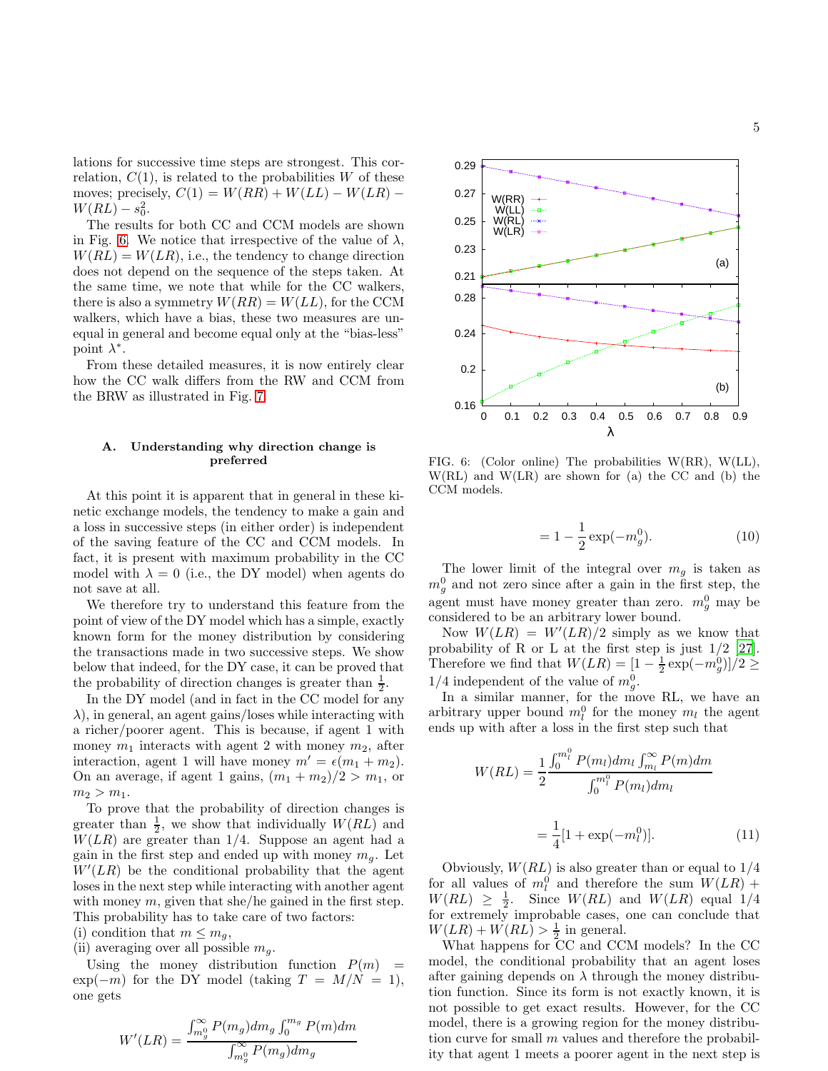lations for successive time steps are strongest. This correlation, $C(1)$, is related to the probabilities $W$ of these moves; precisely, $C(1) = W(RR) + W(LL) - W(LR) - W(RL) - s_0^2$.

The results for both CC and CCM models are shown in Fig. 6. We notice that irrespective of the value of $\lambda$, $W(RL) = W(LR)$, i.e., the tendency to change direction does not depend on the sequence of the steps taken. At the same time, we note that while for the CC walkers, there is also a symmetry $W(RR) = W(LL)$, for the CCM walkers, which have a bias, these two measures are unequal in general and become equal only at the "bias-less" point $\lambda^*$.

From these detailed measures, it is now entirely clear how the CC walk differs from the RW and CCM from the BRW as illustrated in Fig. 7.

### A. Understanding why direction change is preferred

At this point it is apparent that in general in these kinetic exchange models, the tendency to make a gain and a loss in successive steps (in either order) is independent of the saving feature of the CC and CCM models. In fact, it is present with maximum probability in the CC model with $\lambda = 0$ (i.e., the DY model) when agents do not save at all.

We therefore try to understand this feature from the point of view of the DY model which has a simple, exactly known form for the money distribution by considering the transactions made in two successive steps. We show below that indeed, for the DY case, it can be proved that the probability of direction changes is greater than $\frac{1}{2}$.

In the DY model (and in fact in the CC model for any $\lambda$), in general, an agent gains/loses while interacting with a richer/poorer agent. This is because, if agent 1 with money $m_1$ interacts with agent 2 with money $m_2$, after interaction, agent 1 will have money $m' = \epsilon(m_1 + m_2)$. On an average, if agent 1 gains, $(m_1 + m_2)/2 > m_1$, or $m_2 > m_1$.

To prove that the probability of direction changes is greater than $\frac{1}{2}$, we show that individually $W(RL)$ and $W(LR)$ are greater than 1/4. Suppose an agent had a gain in the first step and ended up with money $m_g$. Let $W'(LR)$ be the conditional probability that the agent loses in the next step while interacting with another agent with money $m$, given that she/he gained in the first step. This probability has to take care of two factors:
(i) condition that $m \leq m_g$,
(ii) averaging over all possible $m_g$.

Using the money distribution function $P(m) = \exp(-m)$ for the DY model (taking $T = M/N = 1$), one gets

$$W'(LR) = \frac{\int_{m_g^0}^{\infty} P(m_g)dm_g \int_0^{m_g} P(m)dm}{\int_{m_g^0}^{\infty} P(m_g)dm_g}$$

$$= 1 - \frac{1}{2}\exp(-m_g^0). \tag{10}$$

FIG. 6: (Color online) The probabilities W(RR), W(LL), W(RL) and W(LR) are shown for (a) the CC and (b) the CCM models.

The lower limit of the integral over $m_g$ is taken as $m_g^0$ and not zero since after a gain in the first step, the agent must have money greater than zero. $m_g^0$ may be considered to be an arbitrary lower bound.

Now $W(LR) = W'(LR)/2$ simply as we know that probability of R or L at the first step is just 1/2 [27]. Therefore we find that $W(LR) = [1 - \frac{1}{2}\exp(-m_g^0)]/2 \geq 1/4$ independent of the value of $m_g^0$.

In a similar manner, for the move RL, we have an arbitrary upper bound $m_l^0$ for the money $m_l$ the agent ends up with after a loss in the first step such that

$$W(RL) = \frac{1}{2}\frac{\int_0^{m_l^0} P(m_l)dm_l \int_{m_l}^{\infty} P(m)dm}{\int_0^{m_l^0} P(m_l)dm_l}$$

$$= \frac{1}{4}[1 + \exp(-m_l^0)]. \tag{11}$$

Obviously, $W(RL)$ is also greater than or equal to 1/4 for all values of $m_l^0$ and therefore the sum $W(LR) + W(RL) \geq \frac{1}{2}$. Since $W(RL)$ and $W(LR)$ equal 1/4 for extremely improbable cases, one can conclude that $W(LR) + W(RL) > \frac{1}{2}$ in general.

What happens for CC and CCM models? In the CC model, the conditional probability that an agent loses after gaining depends on $\lambda$ through the money distribution function. Since its form is not exactly known, it is not possible to get exact results. However, for the CC model, there is a growing region for the money distribution curve for small $m$ values and therefore the probability that agent 1 meets a poorer agent in the next step is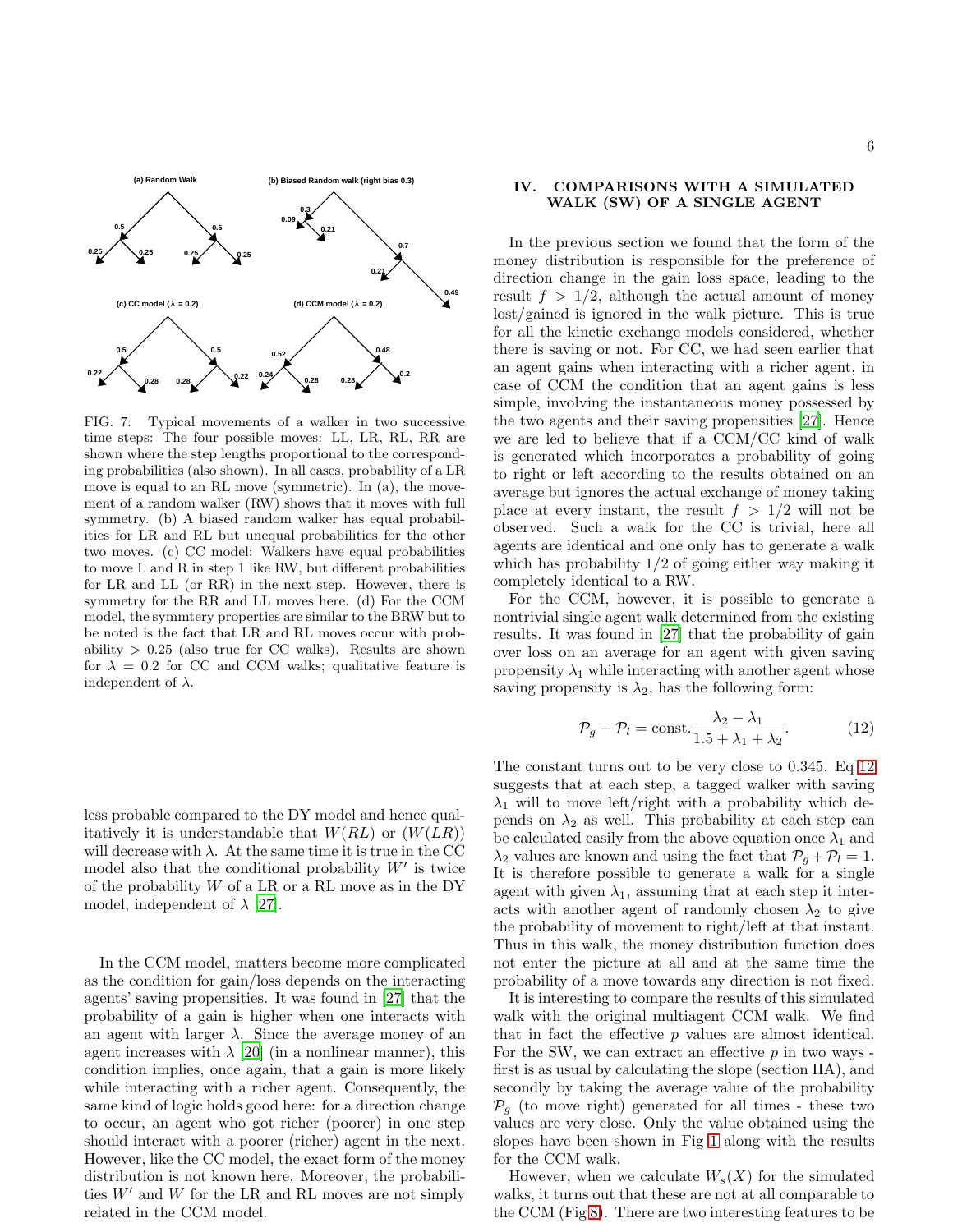FIG. 7: Typical movements of a walker in two successive time steps: The four possible moves: LL, LR, RL, RR are shown where the step lengths proportional to the corresponding probabilities (also shown). In all cases, probability of a LR move is equal to an RL move (symmetric). In (a), the movement of a random walker (RW) shows that it moves with full symmetry. (b) A biased random walker has equal probabilities for LR and RL but unequal probabilities for the other two moves. (c) CC model: Walkers have equal probabilities to move L and R in step 1 like RW, but different probabilities for LR and LL (or RR) in the next step. However, there is symmetry for the RR and LL moves here. (d) For the CCM model, the symmtery properties are similar to the BRW but to be noted is the fact that LR and RL moves occur with probability $> 0.25$ (also true for CC walks). Results are shown for $\lambda = 0.2$ for CC and CCM walks; qualitative feature is independent of $\lambda$.

less probable compared to the DY model and hence qualitatively it is understandable that $W(RL)$ or $(W(LR))$ will decrease with $\lambda$. At the same time it is true in the CC model also that the conditional probability $W'$ is twice of the probability $W$ of a LR or a RL move as in the DY model, independent of $\lambda$ [27].

In the CCM model, matters become more complicated as the condition for gain/loss depends on the interacting agents' saving propensities. It was found in [27] that the probability of a gain is higher when one interacts with an agent with larger $\lambda$. Since the average money of an agent increases with $\lambda$ [20] (in a nonlinear manner), this condition implies, once again, that a gain is more likely while interacting with a richer agent. Consequently, the same kind of logic holds good here: for a direction change to occur, an agent who got richer (poorer) in one step should interact with a poorer (richer) agent in the next. However, like the CC model, the exact form of the money distribution is not known here. Moreover, the probabilities $W'$ and $W$ for the LR and RL moves are not simply related in the CCM model.

## IV. COMPARISONS WITH A SIMULATED WALK (SW) OF A SINGLE AGENT

In the previous section we found that the form of the money distribution is responsible for the preference of direction change in the gain loss space, leading to the result $f > 1/2$, although the actual amount of money lost/gained is ignored in the walk picture. This is true for all the kinetic exchange models considered, whether there is saving or not. For CC, we had seen earlier that an agent gains when interacting with a richer agent, in case of CCM the condition that an agent gains is less simple, involving the instantaneous money possessed by the two agents and their saving propensities [27]. Hence we are led to believe that if a CCM/CC kind of walk is generated which incorporates a probability of going to right or left according to the results obtained on an average but ignores the actual exchange of money taking place at every instant, the result $f > 1/2$ will not be observed. Such a walk for the CC is trivial, here all agents are identical and one only has to generate a walk which has probability 1/2 of going either way making it completely identical to a RW.

For the CCM, however, it is possible to generate a nontrivial single agent walk determined from the existing results. It was found in [27] that the probability of gain over loss on an average for an agent with given saving propensity $\lambda_1$ while interacting with another agent whose saving propensity is $\lambda_2$, has the following form:

$$\mathcal{P}_g - \mathcal{P}_l = \text{const.}\frac{\lambda_2 - \lambda_1}{1.5 + \lambda_1 + \lambda_2}. \tag{12}$$

The constant turns out to be very close to 0.345. Eq 12 suggests that at each step, a tagged walker with saving $\lambda_1$ will to move left/right with a probability which depends on $\lambda_2$ as well. This probability at each step can be calculated easily from the above equation once $\lambda_1$ and $\lambda_2$ values are known and using the fact that $\mathcal{P}_g + \mathcal{P}_l = 1$. It is therefore possible to generate a walk for a single agent with given $\lambda_1$, assuming that at each step it interacts with another agent of randomly chosen $\lambda_2$ to give the probability of movement to right/left at that instant. Thus in this walk, the money distribution function does not enter the picture at all and at the same time the probability of a move towards any direction is not fixed.

It is interesting to compare the results of this simulated walk with the original multiagent CCM walk. We find that in fact the effective $p$ values are almost identical. For the SW, we can extract an effective $p$ in two ways - first is as usual by calculating the slope (section IIA), and secondly by taking the average value of the probability $\mathcal{P}_g$ (to move right) generated for all times - these two values are very close. Only the value obtained using the slopes have been shown in Fig 1 along with the results for the CCM walk.

However, when we calculate $W_s(X)$ for the simulated walks, it turns out that these are not at all comparable to the CCM (Fig 8). There are two interesting features to be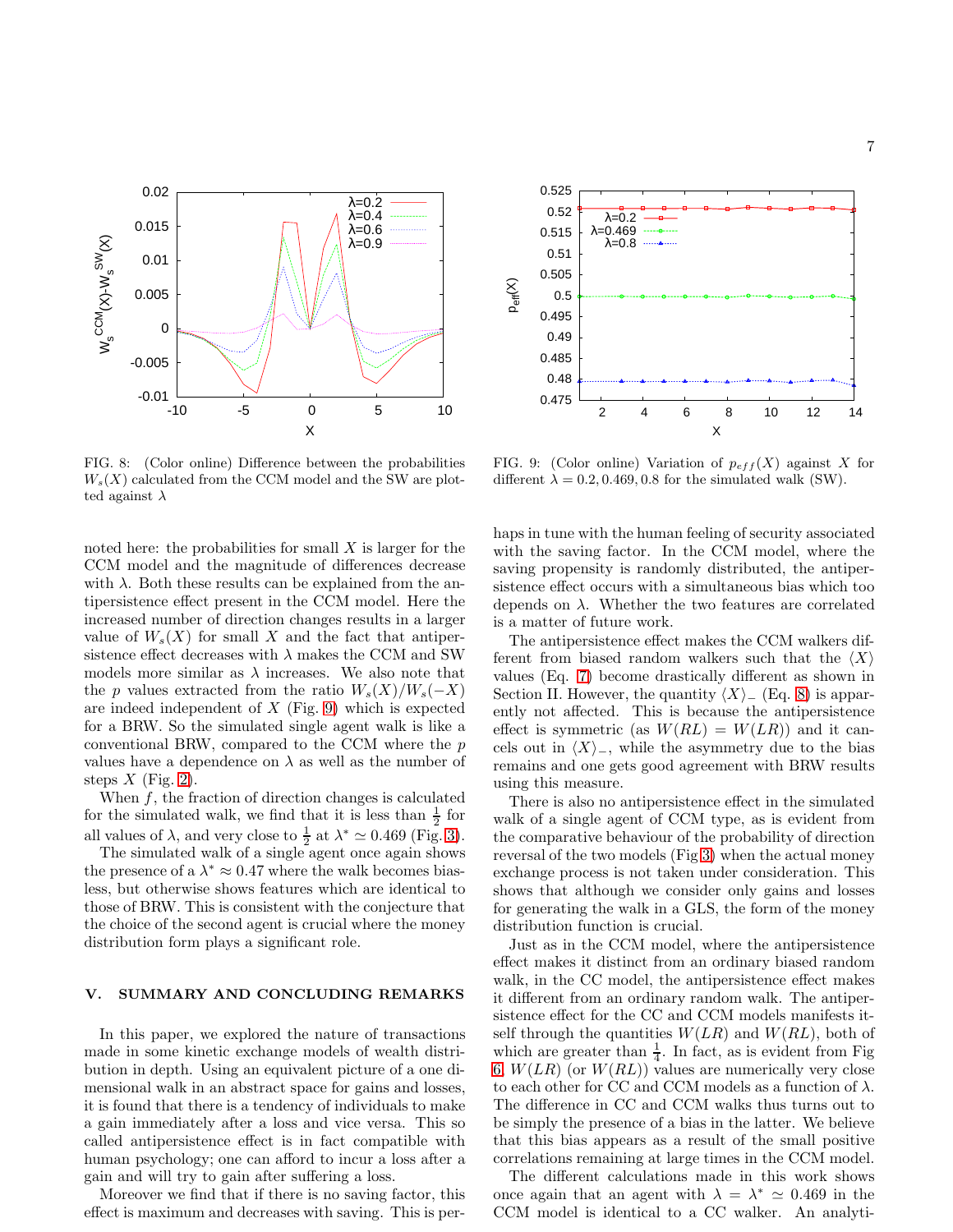FIG. 8: (Color online) Difference between the probabilities $W_s(X)$ calculated from the CCM model and the SW are plotted against $\lambda$

FIG. 9: (Color online) Variation of $p_{eff}(X)$ against $X$ for different $\lambda = 0.2, 0.469, 0.8$ for the simulated walk (SW).

noted here: the probabilities for small $X$ is larger for the CCM model and the magnitude of differences decrease with $\lambda$. Both these results can be explained from the antipersistence effect present in the CCM model. Here the increased number of direction changes results in a larger value of $W_s(X)$ for small $X$ and the fact that antipersistence effect decreases with $\lambda$ makes the CCM and SW models more similar as $\lambda$ increases. We also note that the $p$ values extracted from the ratio $W_s(X)/W_s(-X)$ are indeed independent of $X$ (Fig. 9) which is expected for a BRW. So the simulated single agent walk is like a conventional BRW, compared to the CCM where the $p$ values have a dependence on $\lambda$ as well as the number of steps $X$ (Fig. 2).

When $f$, the fraction of direction changes is calculated for the simulated walk, we find that it is less than $\frac{1}{2}$ for all values of $\lambda$, and very close to $\frac{1}{2}$ at $\lambda^* \simeq 0.469$ (Fig. 3).

The simulated walk of a single agent once again shows the presence of a $\lambda^* \approx 0.47$ where the walk becomes biasless, but otherwise shows features which are identical to those of BRW. This is consistent with the conjecture that the choice of the second agent is crucial where the money distribution form plays a significant role.

## V. SUMMARY AND CONCLUDING REMARKS

In this paper, we explored the nature of transactions made in some kinetic exchange models of wealth distribution in depth. Using an equivalent picture of a one dimensional walk in an abstract space for gains and losses, it is found that there is a tendency of individuals to make a gain immediately after a loss and vice versa. This so called antipersistence effect is in fact compatible with human psychology; one can afford to incur a loss after a gain and will try to gain after suffering a loss.

Moreover we find that if there is no saving factor, this effect is maximum and decreases with saving. This is perhaps in tune with the human feeling of security associated with the saving factor. In the CCM model, where the saving propensity is randomly distributed, the antipersistence effect occurs with a simultaneous bias which too depends on $\lambda$. Whether the two features are correlated is a matter of future work.

The antipersistence effect makes the CCM walkers different from biased random walkers such that the $\langle X \rangle$ values (Eq. 7) become drastically different as shown in Section II. However, the quantity $\langle X \rangle_-$ (Eq. 8) is apparently not affected. This is because the antipersistence effect is symmetric (as $W(RL) = W(LR)$) and it cancels out in $\langle X \rangle_-$, while the asymmetry due to the bias remains and one gets good agreement with BRW results using this measure.

There is also no antipersistence effect in the simulated walk of a single agent of CCM type, as is evident from the comparative behaviour of the probability of direction reversal of the two models (Fig 3) when the actual money exchange process is not taken under consideration. This shows that although we consider only gains and losses for generating the walk in a GLS, the form of the money distribution function is crucial.

Just as in the CCM model, where the antipersistence effect makes it distinct from an ordinary biased random walk, in the CC model, the antipersistence effect makes it different from an ordinary random walk. The antipersistence effect for the CC and CCM models manifests itself through the quantities $W(LR)$ and $W(RL)$, both of which are greater than $\frac{1}{4}$. In fact, as is evident from Fig 6, $W(LR)$ (or $W(RL)$) values are numerically very close to each other for CC and CCM models as a function of $\lambda$. The difference in CC and CCM walks thus turns out to be simply the presence of a bias in the latter. We believe that this bias appears as a result of the small positive correlations remaining at large times in the CCM model.

The different calculations made in this work shows once again that an agent with $\lambda = \lambda^* \simeq 0.469$ in the CCM model is identical to a CC walker. An analyti-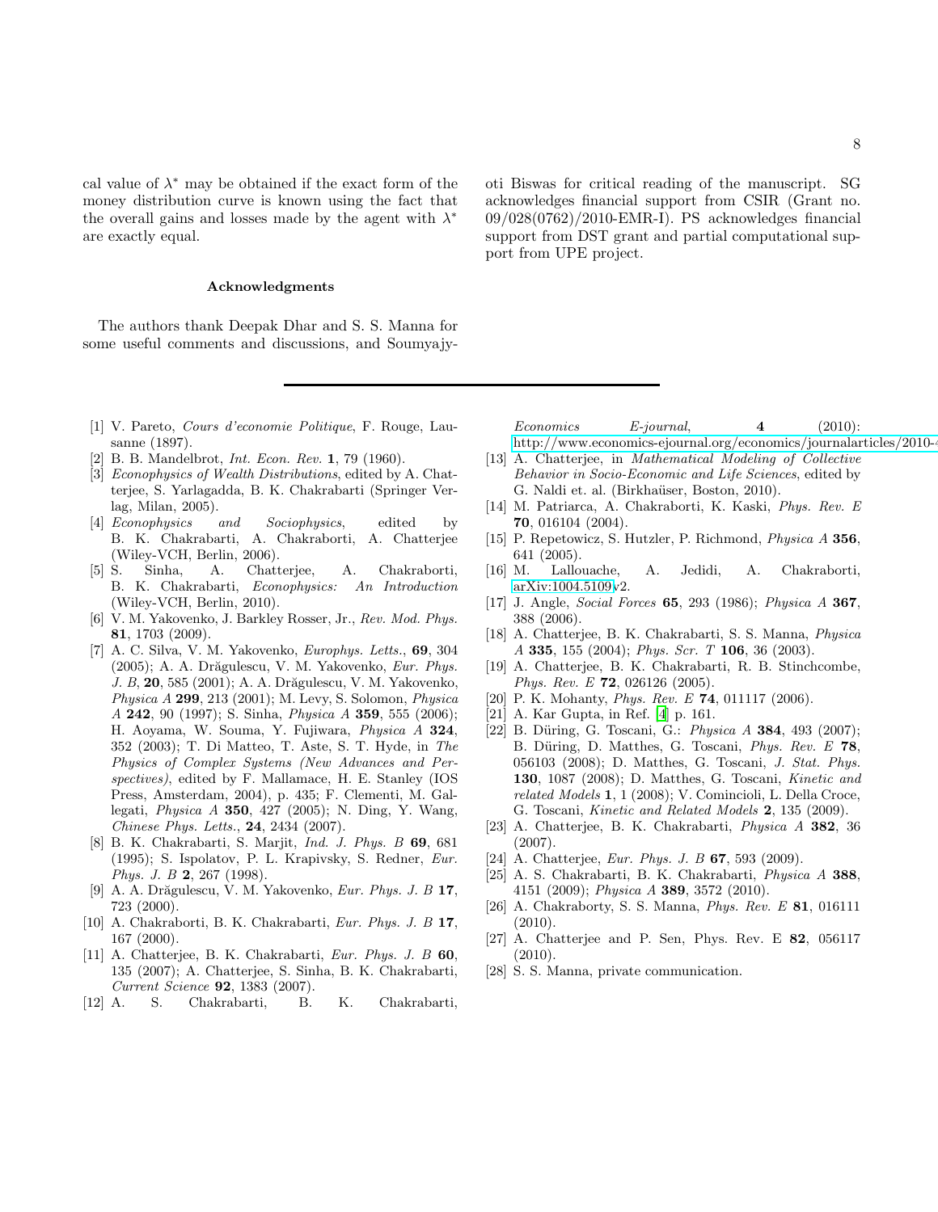cal value of $\lambda^*$ may be obtained if the exact form of the money distribution curve is known using the fact that the overall gains and losses made by the agent with $\lambda^*$ are exactly equal.

### Acknowledgments

The authors thank Deepak Dhar and S. S. Manna for some useful comments and discussions, and Soumyajyoti Biswas for critical reading of the manuscript. SG acknowledges financial support from CSIR (Grant no. 09/028(0762)/2010-EMR-I). PS acknowledges financial support from DST grant and partial computational support from UPE project.

---

[1] V. Pareto, *Cours d'economie Politique*, F. Rouge, Lausanne (1897).

[2] B. B. Mandelbrot, *Int. Econ. Rev.* **1**, 79 (1960).

[3] *Econophysics of Wealth Distributions*, edited by A. Chatterjee, S. Yarlagadda, B. K. Chakrabarti (Springer Verlag, Milan, 2005).

[4] *Econophysics and Sociophysics*, edited by B. K. Chakrabarti, A. Chakraborti, A. Chatterjee (Wiley-VCH, Berlin, 2006).

[5] S. Sinha, A. Chatterjee, A. Chakraborti, B. K. Chakrabarti, *Econophysics: An Introduction* (Wiley-VCH, Berlin, 2010).

[6] V. M. Yakovenko, J. Barkley Rosser, Jr., *Rev. Mod. Phys.* **81**, 1703 (2009).

[7] A. C. Silva, V. M. Yakovenko, *Europhys. Letts.*, **69**, 304 (2005); A. A. Drăgulescu, V. M. Yakovenko, *Eur. Phys. J. B*, **20**, 585 (2001); A. A. Drăgulescu, V. M. Yakovenko, *Physica A* **299**, 213 (2001); M. Levy, S. Solomon, *Physica A* **242**, 90 (1997); S. Sinha, *Physica A* **359**, 555 (2006); H. Aoyama, W. Souma, Y. Fujiwara, *Physica A* **324**, 352 (2003); T. Di Matteo, T. Aste, S. T. Hyde, in *The Physics of Complex Systems (New Advances and Perspectives)*, edited by F. Mallamace, H. E. Stanley (IOS Press, Amsterdam, 2004), p. 435; F. Clementi, M. Gallegati, *Physica A* **350**, 427 (2005); N. Ding, Y. Wang, *Chinese Phys. Letts.*, **24**, 2434 (2007).

[8] B. K. Chakrabarti, S. Marjit, *Ind. J. Phys. B* **69**, 681 (1995); S. Ispolatov, P. L. Krapivsky, S. Redner, *Eur. Phys. J. B* **2**, 267 (1998).

[9] A. A. Drăgulescu, V. M. Yakovenko, *Eur. Phys. J. B* **17**, 723 (2000).

[10] A. Chakraborti, B. K. Chakrabarti, *Eur. Phys. J. B* **17**, 167 (2000).

[11] A. Chatterjee, B. K. Chakrabarti, *Eur. Phys. J. B* **60**, 135 (2007); A. Chatterjee, S. Sinha, B. K. Chakrabarti, *Current Science* **92**, 1383 (2007).

[12] A. S. Chakrabarti, B. K. Chakrabarti, *Economics E-journal*, **4** (2010): http://www.economics-ejournal.org/economics/journalarticles/2010-4

[13] A. Chatterjee, in *Mathematical Modeling of Collective Behavior in Socio-Economic and Life Sciences*, edited by G. Naldi et. al. (Birkhaüser, Boston, 2010).

[14] M. Patriarca, A. Chakraborti, K. Kaski, *Phys. Rev. E* **70**, 016104 (2004).

[15] P. Repetowicz, S. Hutzler, P. Richmond, *Physica A* **356**, 641 (2005).

[16] M. Lallouache, A. Jedidi, A. Chakraborti, arXiv:1004.5109v2.

[17] J. Angle, *Social Forces* **65**, 293 (1986); *Physica A* **367**, 388 (2006).

[18] A. Chatterjee, B. K. Chakrabarti, S. S. Manna, *Physica A* **335**, 155 (2004); *Phys. Scr. T* **106**, 36 (2003).

[19] A. Chatterjee, B. K. Chakrabarti, R. B. Stinchcombe, *Phys. Rev. E* **72**, 026126 (2005).

[20] P. K. Mohanty, *Phys. Rev. E* **74**, 011117 (2006).

[21] A. Kar Gupta, in Ref. [4] p. 161.

[22] B. Düring, G. Toscani, G.: *Physica A* **384**, 493 (2007); B. Düring, D. Matthes, G. Toscani, *Phys. Rev. E* **78**, 056103 (2008); D. Matthes, G. Toscani, *J. Stat. Phys.* **130**, 1087 (2008); D. Matthes, G. Toscani, *Kinetic and related Models* **1**, 1 (2008); V. Comincioli, L. Della Croce, G. Toscani, *Kinetic and Related Models* **2**, 135 (2009).

[23] A. Chatterjee, B. K. Chakrabarti, *Physica A* **382**, 36 (2007).

[24] A. Chatterjee, *Eur. Phys. J. B* **67**, 593 (2009).

[25] A. S. Chakrabarti, B. K. Chakrabarti, *Physica A* **388**, 4151 (2009); *Physica A* **389**, 3572 (2010).

[26] A. Chakraborty, S. S. Manna, *Phys. Rev. E* **81**, 016111 (2010).

[27] A. Chatterjee and P. Sen, Phys. Rev. E **82**, 056117 (2010).

[28] S. S. Manna, private communication.